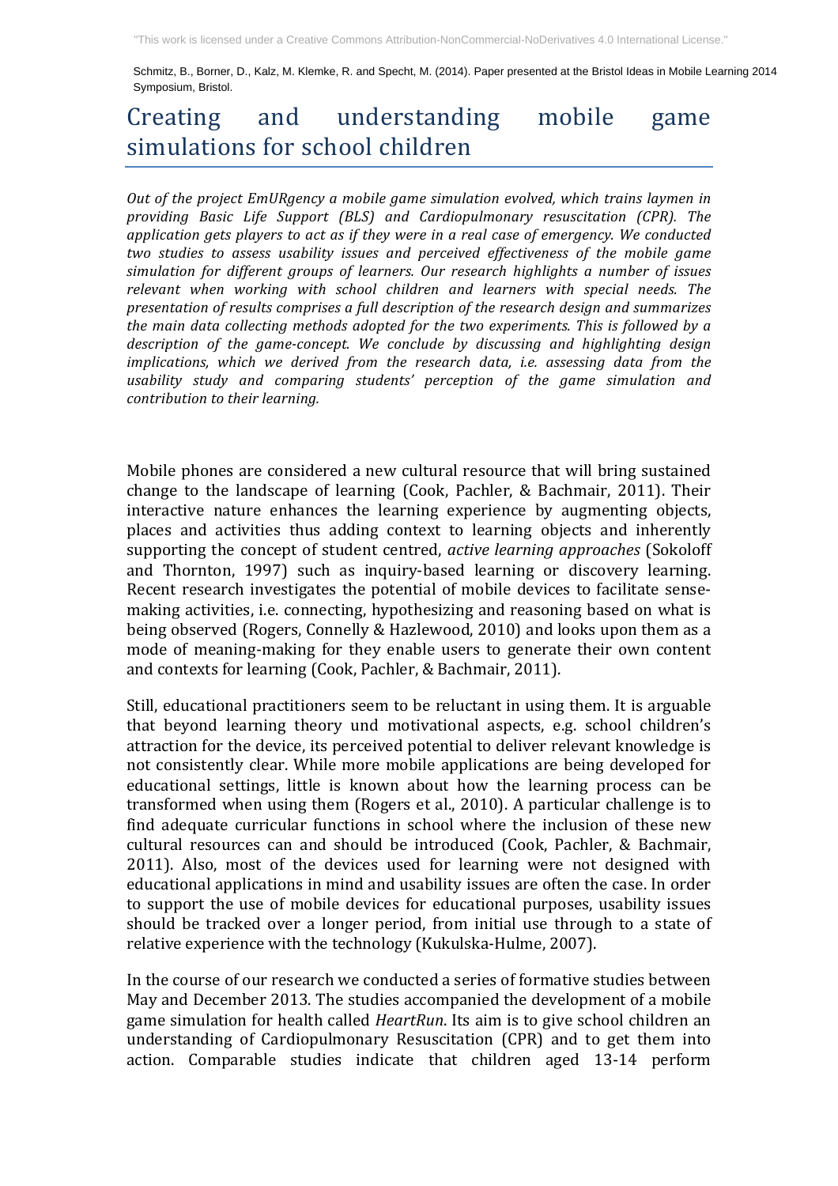"This work is licensed under a Creative Commons Attribution-NonCommercial-NoDerivatives 4.0 International License."

Schmitz, B., Borner, D., Kalz, M. Klemke, R. and Specht, M. (2014). Paper presented at the Bristol Ideas in Mobile Learning 2014 Symposium, Bristol.

# Creating and understanding mobile game simulations for school children

*Out of the project EmURgency a mobile game simulation evolved, which trains laymen in providing Basic Life Support (BLS) and Cardiopulmonary resuscitation (CPR). The application gets players to act as if they were in a real case of emergency. We conducted two studies to assess usability issues and perceived effectiveness of the mobile game simulation for different groups of learners. Our research highlights a number of issues relevant when working with school children and learners with special needs. The presentation of results comprises a full description of the research design and summarizes the main data collecting methods adopted for the two experiments. This is followed by a description of the game-concept. We conclude by discussing and highlighting design implications, which we derived from the research data, i.e. assessing data from the usability study and comparing students' perception of the game simulation and contribution to their learning.*

Mobile phones are considered a new cultural resource that will bring sustained change to the landscape of learning (Cook, Pachler, & Bachmair, 2011). Their interactive nature enhances the learning experience by augmenting objects, places and activities thus adding context to learning objects and inherently supporting the concept of student centred, *active learning approaches* (Sokoloff and Thornton, 1997) such as inquiry-based learning or discovery learning. Recent research investigates the potential of mobile devices to facilitate sense-making activities, i.e. connecting, hypothesizing and reasoning based on what is being observed (Rogers, Connelly & Hazlewood, 2010) and looks upon them as a mode of meaning-making for they enable users to generate their own content and contexts for learning (Cook, Pachler, & Bachmair, 2011).

Still, educational practitioners seem to be reluctant in using them. It is arguable that beyond learning theory und motivational aspects, e.g. school children's attraction for the device, its perceived potential to deliver relevant knowledge is not consistently clear. While more mobile applications are being developed for educational settings, little is known about how the learning process can be transformed when using them (Rogers et al., 2010). A particular challenge is to find adequate curricular functions in school where the inclusion of these new cultural resources can and should be introduced (Cook, Pachler, & Bachmair, 2011). Also, most of the devices used for learning were not designed with educational applications in mind and usability issues are often the case. In order to support the use of mobile devices for educational purposes, usability issues should be tracked over a longer period, from initial use through to a state of relative experience with the technology (Kukulska-Hulme, 2007).

In the course of our research we conducted a series of formative studies between May and December 2013. The studies accompanied the development of a mobile game simulation for health called *HeartRun*. Its aim is to give school children an understanding of Cardiopulmonary Resuscitation (CPR) and to get them into action. Comparable studies indicate that children aged 13-14 perform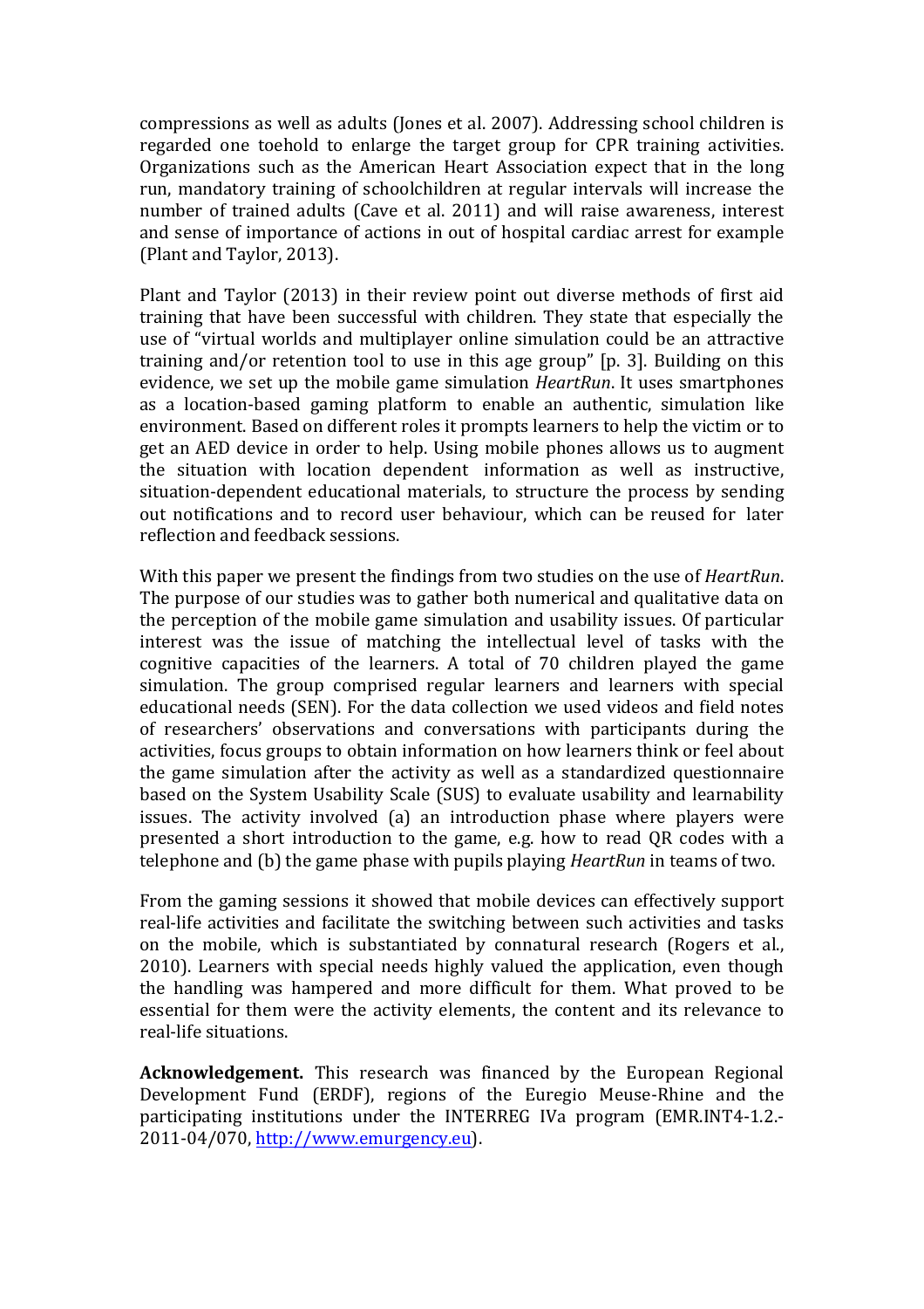compressions as well as adults (Jones et al. 2007). Addressing school children is regarded one toehold to enlarge the target group for CPR training activities. Organizations such as the American Heart Association expect that in the long run, mandatory training of schoolchildren at regular intervals will increase the number of trained adults (Cave et al. 2011) and will raise awareness, interest and sense of importance of actions in out of hospital cardiac arrest for example (Plant and Taylor, 2013).

Plant and Taylor (2013) in their review point out diverse methods of first aid training that have been successful with children. They state that especially the use of "virtual worlds and multiplayer online simulation could be an attractive training and/or retention tool to use in this age group" [p. 3]. Building on this evidence, we set up the mobile game simulation *HeartRun*. It uses smartphones as a location-based gaming platform to enable an authentic, simulation like environment. Based on different roles it prompts learners to help the victim or to get an AED device in order to help. Using mobile phones allows us to augment the situation with location dependent information as well as instructive, situation-dependent educational materials, to structure the process by sending out notifications and to record user behaviour, which can be reused for later reflection and feedback sessions.

With this paper we present the findings from two studies on the use of *HeartRun*. The purpose of our studies was to gather both numerical and qualitative data on the perception of the mobile game simulation and usability issues. Of particular interest was the issue of matching the intellectual level of tasks with the cognitive capacities of the learners. A total of 70 children played the game simulation. The group comprised regular learners and learners with special educational needs (SEN). For the data collection we used videos and field notes of researchers' observations and conversations with participants during the activities, focus groups to obtain information on how learners think or feel about the game simulation after the activity as well as a standardized questionnaire based on the System Usability Scale (SUS) to evaluate usability and learnability issues. The activity involved (a) an introduction phase where players were presented a short introduction to the game, e.g. how to read QR codes with a telephone and (b) the game phase with pupils playing *HeartRun* in teams of two.

From the gaming sessions it showed that mobile devices can effectively support real-life activities and facilitate the switching between such activities and tasks on the mobile, which is substantiated by connatural research (Rogers et al., 2010). Learners with special needs highly valued the application, even though the handling was hampered and more difficult for them. What proved to be essential for them were the activity elements, the content and its relevance to real-life situations.

**Acknowledgement.** This research was financed by the European Regional Development Fund (ERDF), regions of the Euregio Meuse-Rhine and the participating institutions under the INTERREG IVa program (EMR.INT4-1.2.-2011-04/070, http://www.emurgency.eu).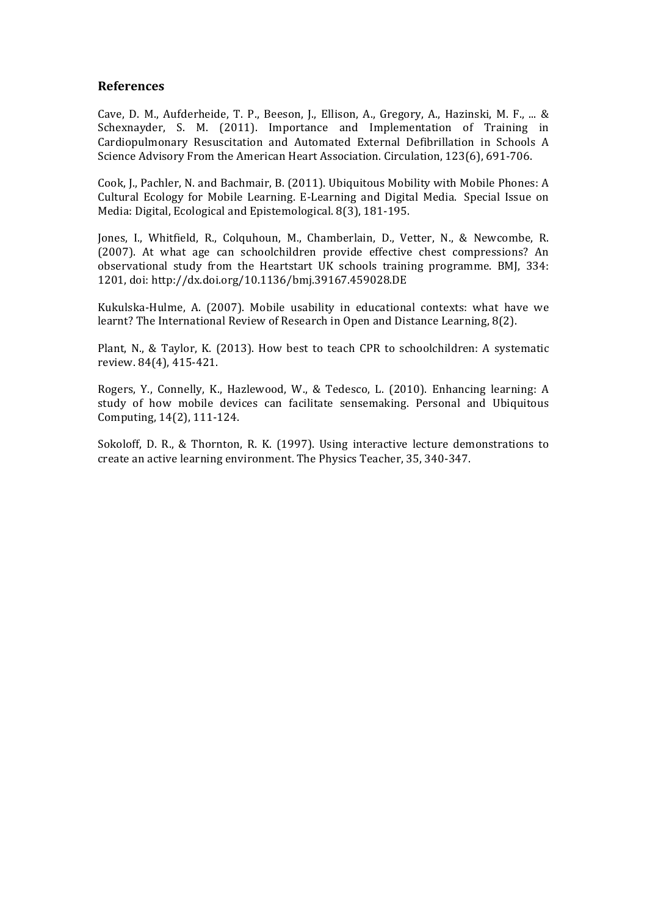## References

Cave, D. M., Aufderheide, T. P., Beeson, J., Ellison, A., Gregory, A., Hazinski, M. F., ... & Schexnayder, S. M. (2011). Importance and Implementation of Training in Cardiopulmonary Resuscitation and Automated External Defibrillation in Schools A Science Advisory From the American Heart Association. Circulation, 123(6), 691-706.

Cook, J., Pachler, N. and Bachmair, B. (2011). Ubiquitous Mobility with Mobile Phones: A Cultural Ecology for Mobile Learning. E-Learning and Digital Media. Special Issue on Media: Digital, Ecological and Epistemological. 8(3), 181-195.

Jones, I., Whitfield, R., Colquhoun, M., Chamberlain, D., Vetter, N., & Newcombe, R. (2007). At what age can schoolchildren provide effective chest compressions? An observational study from the Heartstart UK schools training programme. BMJ, 334: 1201, doi: http://dx.doi.org/10.1136/bmj.39167.459028.DE

Kukulska-Hulme, A. (2007). Mobile usability in educational contexts: what have we learnt? The International Review of Research in Open and Distance Learning, 8(2).

Plant, N., & Taylor, K. (2013). How best to teach CPR to schoolchildren: A systematic review. 84(4), 415-421.

Rogers, Y., Connelly, K., Hazlewood, W., & Tedesco, L. (2010). Enhancing learning: A study of how mobile devices can facilitate sensemaking. Personal and Ubiquitous Computing, 14(2), 111-124.

Sokoloff, D. R., & Thornton, R. K. (1997). Using interactive lecture demonstrations to create an active learning environment. The Physics Teacher, 35, 340-347.